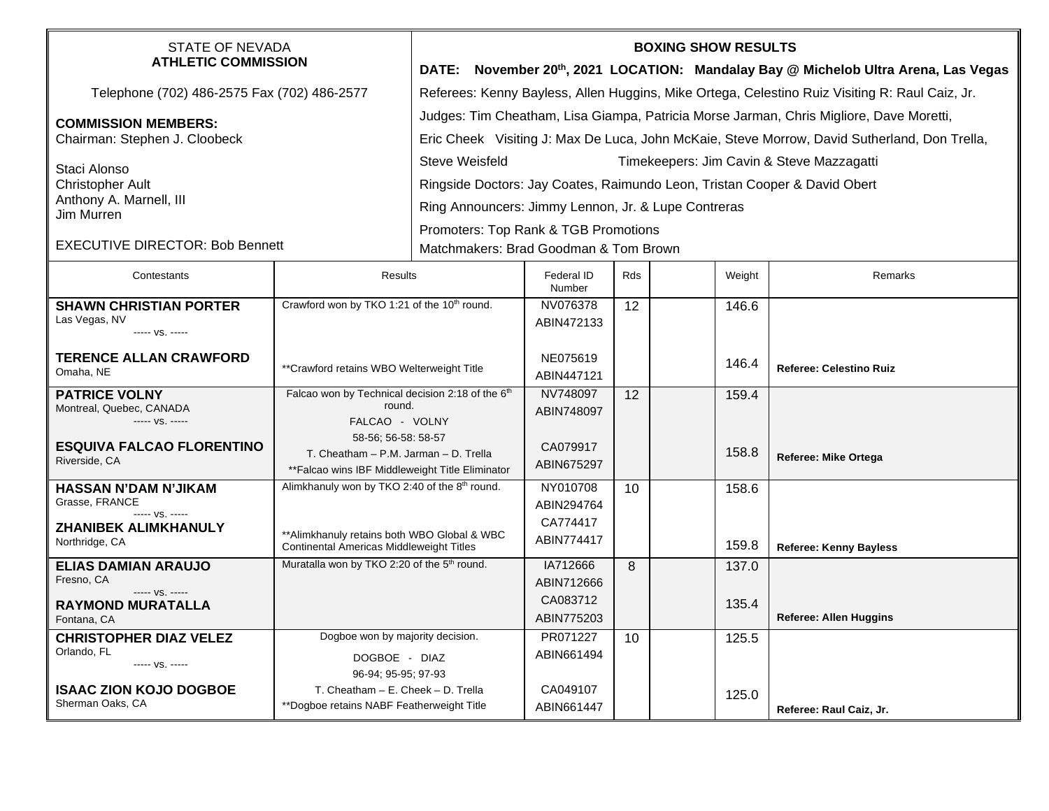STATE OF NEVADA
**ATHLETIC COMMISSION**

Telephone (702) 486-2575 Fax (702) 486-2577

**COMMISSION MEMBERS:**
Chairman: Stephen J. Cloobeck

Staci Alonso
Christopher Ault
Anthony A. Marnell, III
Jim Murren

EXECUTIVE DIRECTOR: Bob Bennett

**BOXING SHOW RESULTS**

**DATE: November 20th, 2021 LOCATION: Mandalay Bay @ Michelob Ultra Arena, Las Vegas**

Referees: Kenny Bayless, Allen Huggins, Mike Ortega, Celestino Ruiz Visiting R: Raul Caiz, Jr.

Judges: Tim Cheatham, Lisa Giampa, Patricia Morse Jarman, Chris Migliore, Dave Moretti, Eric Cheek Visiting J: Max De Luca, John McKaie, Steve Morrow, David Sutherland, Don Trella, Steve Weisfeld

Timekeepers: Jim Cavin & Steve Mazzagatti

Ringside Doctors: Jay Coates, Raimundo Leon, Tristan Cooper & David Obert

Ring Announcers: Jimmy Lennon, Jr. & Lupe Contreras

Promoters: Top Rank & TGB Promotions

Matchmakers: Brad Goodman & Tom Brown

| Contestants | Results | Federal ID Number | Rds | | Weight | Remarks |
|---|---|---|---|---|---|---|
| **SHAWN CHRISTIAN PORTER** Las Vegas, NV ----- vs. ----- | Crawford won by TKO 1:21 of the 10th round. | NV076378 ABIN472133 | 12 | | 146.6 | |
| **TERENCE ALLAN CRAWFORD** Omaha, NE | **Crawford retains WBO Welterweight Title | NE075619 ABIN447121 | | | 146.4 | **Referee: Celestino Ruiz** |
| **PATRICE VOLNY** Montreal, Quebec, CANADA ----- vs. ----- | Falcao won by Technical decision 2:18 of the 6th round. FALCAO - VOLNY 58-56; 56-58: 58-57 | NV748097 ABIN748097 | 12 | | 159.4 | |
| **ESQUIVA FALCAO FLORENTINO** Riverside, CA | T. Cheatham – P.M. Jarman – D. Trella **Falcao wins IBF Middleweight Title Eliminator | CA079917 ABIN675297 | | | 158.8 | **Referee: Mike Ortega** |
| **HASSAN N'DAM N'JIKAM** Grasse, FRANCE ----- vs. ----- | Alimkhanuly won by TKO 2:40 of the 8th round. | NY010708 ABIN294764 | 10 | | 158.6 | |
| **ZHANIBEK ALIMKHANULY** Northridge, CA | **Alimkhanuly retains both WBO Global & WBC Continental Americas Middleweight Titles | CA774417 ABIN774417 | | | 159.8 | **Referee: Kenny Bayless** |
| **ELIAS DAMIAN ARAUJO** Fresno, CA ----- vs. ----- | Muratalla won by TKO 2:20 of the 5th round. | IA712666 ABIN712666 | 8 | | 137.0 | |
| **RAYMOND MURATALLA** Fontana, CA | | CA083712 ABIN775203 | | | 135.4 | **Referee: Allen Huggins** |
| **CHRISTOPHER DIAZ VELEZ** Orlando, FL ----- vs. ----- | Dogboe won by majority decision. DOGBOE - DIAZ 96-94; 95-95; 97-93 | PR071227 ABIN661494 | 10 | | 125.5 | |
| **ISAAC ZION KOJO DOGBOE** Sherman Oaks, CA | T. Cheatham – E. Cheek – D. Trella **Dogboe retains NABF Featherweight Title | CA049107 ABIN661447 | | | 125.0 | **Referee: Raul Caiz, Jr.** |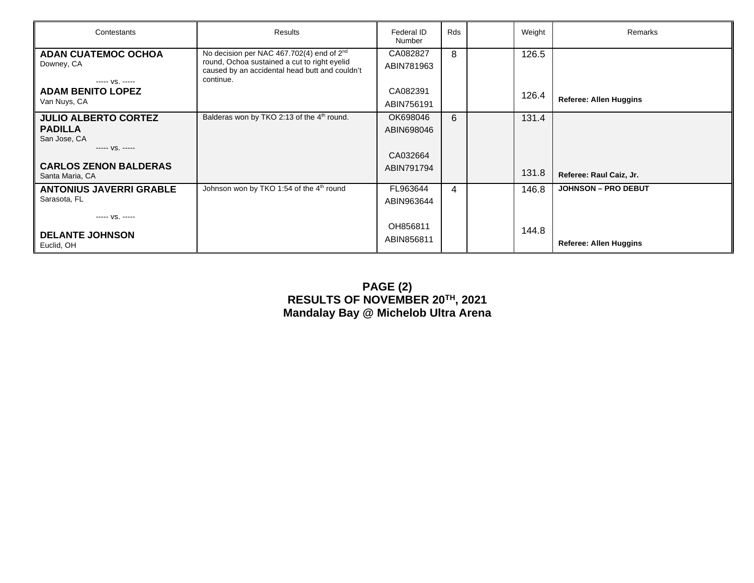| Contestants | Results | Federal ID Number | Rds | | Weight | Remarks |
|---|---|---|---|---|---|---|
| **ADAN CUATEMOC OCHOA** Downey, CA ----- vs. ----- **ADAM BENITO LOPEZ** Van Nuys, CA | No decision per NAC 467.702(4) end of 2nd round, Ochoa sustained a cut to right eyelid caused by an accidental head butt and couldn't continue. | CA082827 ABIN781963 CA082391 ABIN756191 | 8 | | 126.5 126.4 | **Referee: Allen Huggins** |
| **JULIO ALBERTO CORTEZ PADILLA** San Jose, CA ----- vs. ----- **CARLOS ZENON BALDERAS** Santa Maria, CA | Balderas won by TKO 2:13 of the 4th round. | OK698046 ABIN698046 CA032664 ABIN791794 | 6 | | 131.4 131.8 | **Referee: Raul Caiz, Jr.** |
| **ANTONIUS JAVERRI GRABLE** Sarasota, FL ----- vs. ----- **DELANTE JOHNSON** Euclid, OH | Johnson won by TKO 1:54 of the 4th round | FL963644 ABIN963644 OH856811 ABIN856811 | 4 | | 146.8 144.8 | **JOHNSON – PRO DEBUT** **Referee: Allen Huggins** |

**PAGE (2)**
**RESULTS OF NOVEMBER 20TH, 2021**
**Mandalay Bay @ Michelob Ultra Arena**